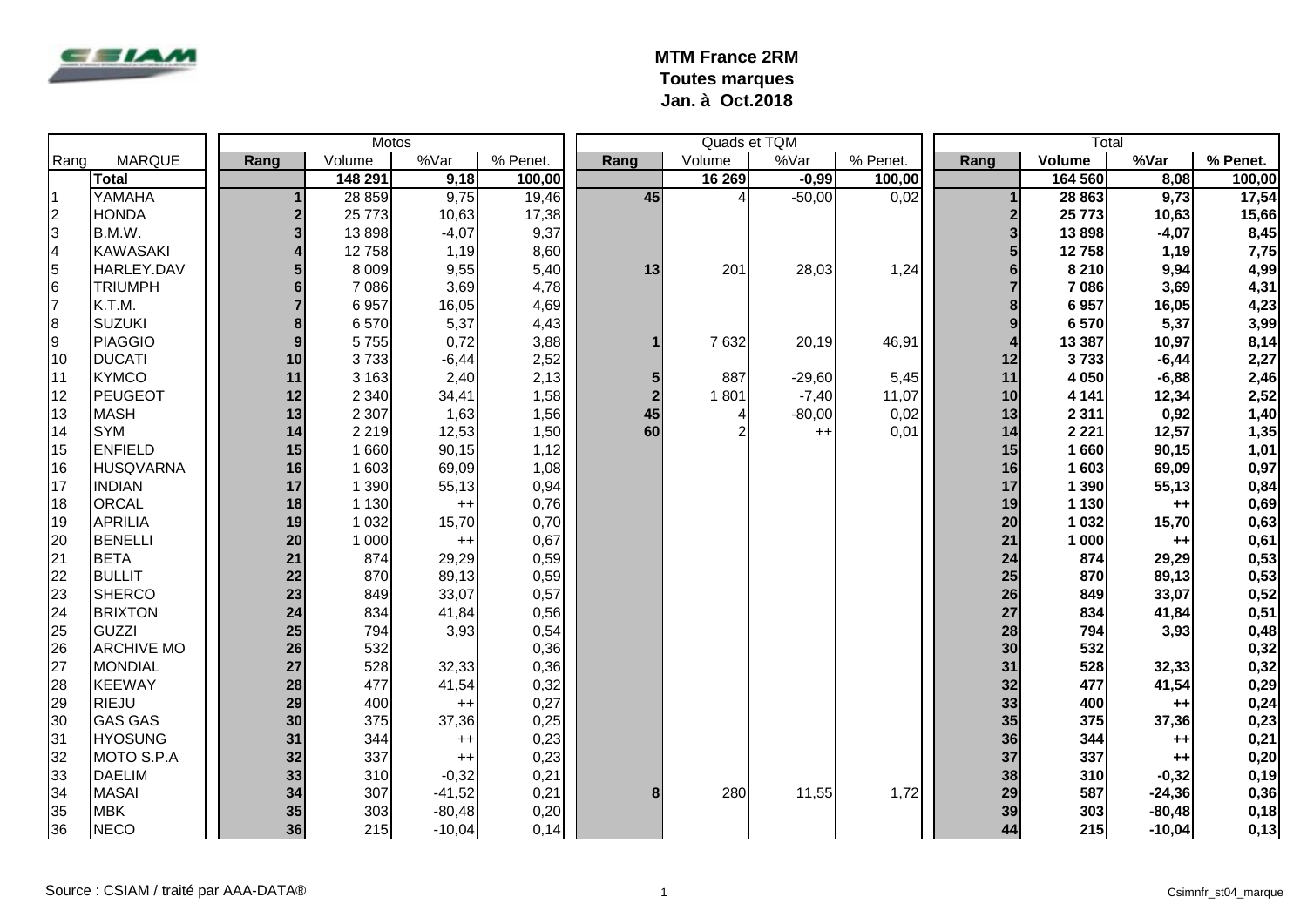**MTM France 2RM**
**Toutes marques**
**Jan. à Oct.2018**

| Rang | MARQUE | Motos | | | | Quads et TQM | | | | Total | | | |
|---|---|---|---|---|---|---|---|---|---|---|---|---|---|
| | | Rang | Volume | %Var | % Penet. | Rang | Volume | %Var | % Penet. | Rang | Volume | %Var | % Penet. |
| | **Total** | | **148 291** | **9,18** | **100,00** | | **16 269** | **-0,99** | **100,00** | | **164 560** | **8,08** | **100,00** |
| 1 | YAMAHA | 1 | 28 859 | 9,75 | 19,46 | 45 | 4 | -50,00 | 0,02 | 1 | **28 863** | **9,73** | **17,54** |
| 2 | HONDA | 2 | 25 773 | 10,63 | 17,38 | | | | | 2 | **25 773** | **10,63** | **15,66** |
| 3 | B.M.W. | 3 | 13 898 | -4,07 | 9,37 | | | | | 3 | **13 898** | **-4,07** | **8,45** |
| 4 | KAWASAKI | 4 | 12 758 | 1,19 | 8,60 | | | | | 5 | **12 758** | **1,19** | **7,75** |
| 5 | HARLEY.DAV | 5 | 8 009 | 9,55 | 5,40 | 13 | 201 | 28,03 | 1,24 | 6 | **8 210** | **9,94** | **4,99** |
| 6 | TRIUMPH | 6 | 7 086 | 3,69 | 4,78 | | | | | 7 | **7 086** | **3,69** | **4,31** |
| 7 | K.T.M. | 7 | 6 957 | 16,05 | 4,69 | | | | | 8 | **6 957** | **16,05** | **4,23** |
| 8 | SUZUKI | 8 | 6 570 | 5,37 | 4,43 | | | | | 9 | **6 570** | **5,37** | **3,99** |
| 9 | PIAGGIO | 9 | 5 755 | 0,72 | 3,88 | 1 | 7 632 | 20,19 | 46,91 | 4 | **13 387** | **10,97** | **8,14** |
| 10 | DUCATI | 10 | 3 733 | -6,44 | 2,52 | | | | | 12 | **3 733** | **-6,44** | **2,27** |
| 11 | KYMCO | 11 | 3 163 | 2,40 | 2,13 | 5 | 887 | -29,60 | 5,45 | 11 | **4 050** | **-6,88** | **2,46** |
| 12 | PEUGEOT | 12 | 2 340 | 34,41 | 1,58 | 2 | 1 801 | -7,40 | 11,07 | 10 | **4 141** | **12,34** | **2,52** |
| 13 | MASH | 13 | 2 307 | 1,63 | 1,56 | 45 | 4 | -80,00 | 0,02 | 13 | **2 311** | **0,92** | **1,40** |
| 14 | SYM | 14 | 2 219 | 12,53 | 1,50 | 60 | 2 | ++ | 0,01 | 14 | **2 221** | **12,57** | **1,35** |
| 15 | ENFIELD | 15 | 1 660 | 90,15 | 1,12 | | | | | 15 | **1 660** | **90,15** | **1,01** |
| 16 | HUSQVARNA | 16 | 1 603 | 69,09 | 1,08 | | | | | 16 | **1 603** | **69,09** | **0,97** |
| 17 | INDIAN | 17 | 1 390 | 55,13 | 0,94 | | | | | 17 | **1 390** | **55,13** | **0,84** |
| 18 | ORCAL | 18 | 1 130 | ++ | 0,76 | | | | | 19 | **1 130** | **++** | **0,69** |
| 19 | APRILIA | 19 | 1 032 | 15,70 | 0,70 | | | | | 20 | **1 032** | **15,70** | **0,63** |
| 20 | BENELLI | 20 | 1 000 | ++ | 0,67 | | | | | 21 | **1 000** | **++** | **0,61** |
| 21 | BETA | 21 | 874 | 29,29 | 0,59 | | | | | 24 | **874** | **29,29** | **0,53** |
| 22 | BULLIT | 22 | 870 | 89,13 | 0,59 | | | | | 25 | **870** | **89,13** | **0,53** |
| 23 | SHERCO | 23 | 849 | 33,07 | 0,57 | | | | | 26 | **849** | **33,07** | **0,52** |
| 24 | BRIXTON | 24 | 834 | 41,84 | 0,56 | | | | | 27 | **834** | **41,84** | **0,51** |
| 25 | GUZZI | 25 | 794 | 3,93 | 0,54 | | | | | 28 | **794** | **3,93** | **0,48** |
| 26 | ARCHIVE MO | 26 | 532 | | 0,36 | | | | | 30 | **532** | | **0,32** |
| 27 | MONDIAL | 27 | 528 | 32,33 | 0,36 | | | | | 31 | **528** | **32,33** | **0,32** |
| 28 | KEEWAY | 28 | 477 | 41,54 | 0,32 | | | | | 32 | **477** | **41,54** | **0,29** |
| 29 | RIEJU | 29 | 400 | ++ | 0,27 | | | | | 33 | **400** | **++** | **0,24** |
| 30 | GAS GAS | 30 | 375 | 37,36 | 0,25 | | | | | 35 | **375** | **37,36** | **0,23** |
| 31 | HYOSUNG | 31 | 344 | ++ | 0,23 | | | | | 36 | **344** | **++** | **0,21** |
| 32 | MOTO S.P.A | 32 | 337 | ++ | 0,23 | | | | | 37 | **337** | **++** | **0,20** |
| 33 | DAELIM | 33 | 310 | -0,32 | 0,21 | | | | | 38 | **310** | **-0,32** | **0,19** |
| 34 | MASAI | 34 | 307 | -41,52 | 0,21 | 8 | 280 | 11,55 | 1,72 | 29 | **587** | **-24,36** | **0,36** |
| 35 | MBK | 35 | 303 | -80,48 | 0,20 | | | | | 39 | **303** | **-80,48** | **0,18** |
| 36 | NECO | 36 | 215 | -10,04 | 0,14 | | | | | 44 | **215** | **-10,04** | **0,13** |

Source : CSIAM / traité par AAA-DATA®

Csimnfr_st04_marque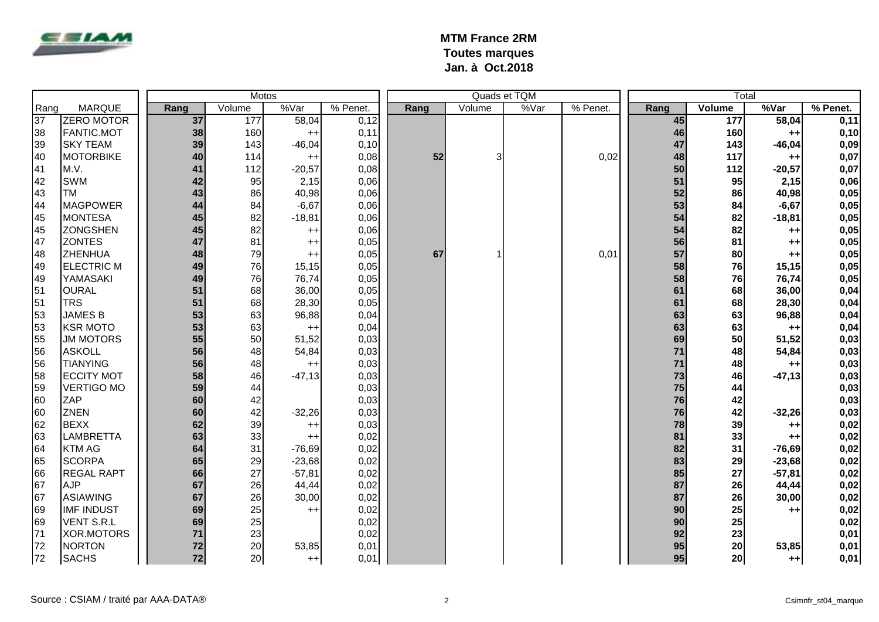**MTM France 2RM**
**Toutes marques**
**Jan. à Oct.2018**

| Rang | MARQUE | Motos | | | | Quads et TQM | | | | Total | | | |
|---|---|---|---|---|---|---|---|---|---|---|---|---|---|
| | | Rang | Volume | %Var | % Penet. | Rang | Volume | %Var | % Penet. | Rang | Volume | %Var | % Penet. |
| 37 | ZERO MOTOR | 37 | 177 | 58,04 | 0,12 | | | | | 45 | 177 | 58,04 | 0,11 |
| 38 | FANTIC.MOT | 38 | 160 | ++ | 0,11 | | | | | 46 | 160 | ++ | 0,10 |
| 39 | SKY TEAM | 39 | 143 | -46,04 | 0,10 | | | | | 47 | 143 | -46,04 | 0,09 |
| 40 | MOTORBIKE | 40 | 114 | ++ | 0,08 | 52 | 3 | | 0,02 | 48 | 117 | ++ | 0,07 |
| 41 | M.V. | 41 | 112 | -20,57 | 0,08 | | | | | 50 | 112 | -20,57 | 0,07 |
| 42 | SWM | 42 | 95 | 2,15 | 0,06 | | | | | 51 | 95 | 2,15 | 0,06 |
| 43 | TM | 43 | 86 | 40,98 | 0,06 | | | | | 52 | 86 | 40,98 | 0,05 |
| 44 | MAGPOWER | 44 | 84 | -6,67 | 0,06 | | | | | 53 | 84 | -6,67 | 0,05 |
| 45 | MONTESA | 45 | 82 | -18,81 | 0,06 | | | | | 54 | 82 | -18,81 | 0,05 |
| 45 | ZONGSHEN | 45 | 82 | ++ | 0,06 | | | | | 54 | 82 | ++ | 0,05 |
| 47 | ZONTES | 47 | 81 | ++ | 0,05 | | | | | 56 | 81 | ++ | 0,05 |
| 48 | ZHENHUA | 48 | 79 | ++ | 0,05 | 67 | 1 | | 0,01 | 57 | 80 | ++ | 0,05 |
| 49 | ELECTRIC M | 49 | 76 | 15,15 | 0,05 | | | | | 58 | 76 | 15,15 | 0,05 |
| 49 | YAMASAKI | 49 | 76 | 76,74 | 0,05 | | | | | 58 | 76 | 76,74 | 0,05 |
| 51 | OURAL | 51 | 68 | 36,00 | 0,05 | | | | | 61 | 68 | 36,00 | 0,04 |
| 51 | TRS | 51 | 68 | 28,30 | 0,05 | | | | | 61 | 68 | 28,30 | 0,04 |
| 53 | JAMES B | 53 | 63 | 96,88 | 0,04 | | | | | 63 | 63 | 96,88 | 0,04 |
| 53 | KSR MOTO | 53 | 63 | ++ | 0,04 | | | | | 63 | 63 | ++ | 0,04 |
| 55 | JM MOTORS | 55 | 50 | 51,52 | 0,03 | | | | | 69 | 50 | 51,52 | 0,03 |
| 56 | ASKOLL | 56 | 48 | 54,84 | 0,03 | | | | | 71 | 48 | 54,84 | 0,03 |
| 56 | TIANYING | 56 | 48 | ++ | 0,03 | | | | | 71 | 48 | ++ | 0,03 |
| 58 | ECCITY MOT | 58 | 46 | -47,13 | 0,03 | | | | | 73 | 46 | -47,13 | 0,03 |
| 59 | VERTIGO MO | 59 | 44 | | 0,03 | | | | | 75 | 44 | | 0,03 |
| 60 | ZAP | 60 | 42 | | 0,03 | | | | | 76 | 42 | | 0,03 |
| 60 | ZNEN | 60 | 42 | -32,26 | 0,03 | | | | | 76 | 42 | -32,26 | 0,03 |
| 62 | BEXX | 62 | 39 | ++ | 0,03 | | | | | 78 | 39 | ++ | 0,02 |
| 63 | LAMBRETTA | 63 | 33 | ++ | 0,02 | | | | | 81 | 33 | ++ | 0,02 |
| 64 | KTM AG | 64 | 31 | -76,69 | 0,02 | | | | | 82 | 31 | -76,69 | 0,02 |
| 65 | SCORPA | 65 | 29 | -23,68 | 0,02 | | | | | 83 | 29 | -23,68 | 0,02 |
| 66 | REGAL RAPT | 66 | 27 | -57,81 | 0,02 | | | | | 85 | 27 | -57,81 | 0,02 |
| 67 | AJP | 67 | 26 | 44,44 | 0,02 | | | | | 87 | 26 | 44,44 | 0,02 |
| 67 | ASIAWING | 67 | 26 | 30,00 | 0,02 | | | | | 87 | 26 | 30,00 | 0,02 |
| 69 | IMF INDUST | 69 | 25 | ++ | 0,02 | | | | | 90 | 25 | ++ | 0,02 |
| 69 | VENT S.R.L | 69 | 25 | | 0,02 | | | | | 90 | 25 | | 0,02 |
| 71 | XOR.MOTORS | 71 | 23 | | 0,02 | | | | | 92 | 23 | | 0,01 |
| 72 | NORTON | 72 | 20 | 53,85 | 0,01 | | | | | 95 | 20 | 53,85 | 0,01 |
| 72 | SACHS | 72 | 20 | ++ | 0,01 | | | | | 95 | 20 | ++ | 0,01 |

Source : CSIAM / traité par AAA-DATA®

Csimnfr_st04_marque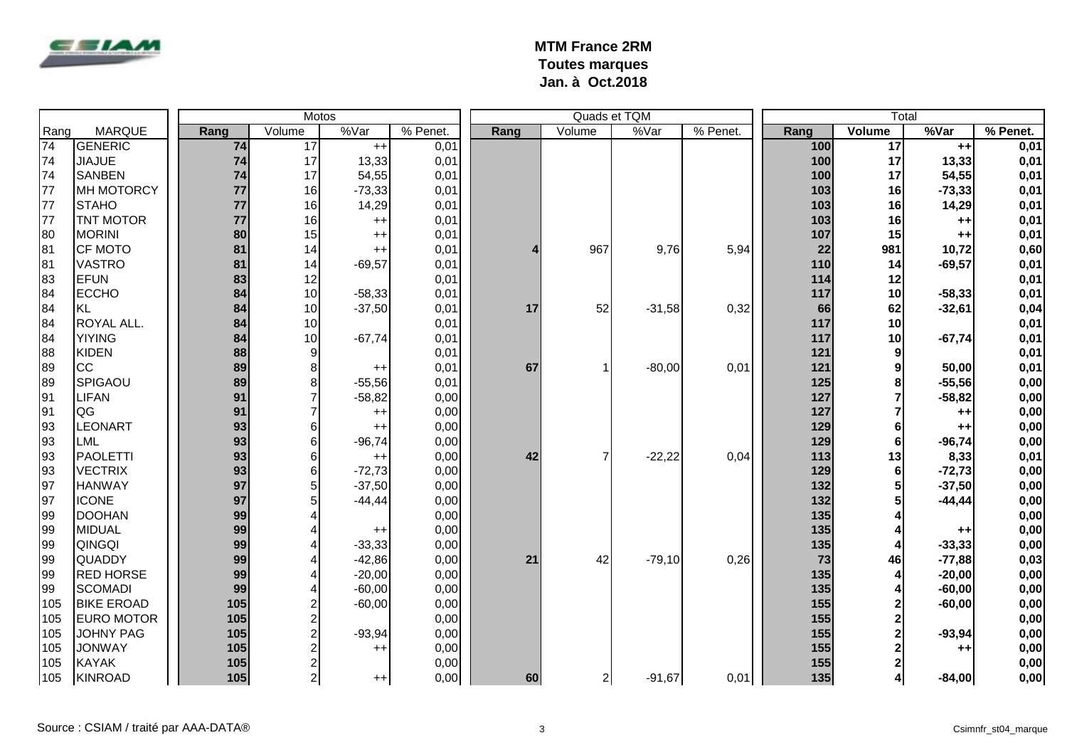**MTM France 2RM**
**Toutes marques**
**Jan. à Oct.2018**

| | | Motos | | | | Quads et TQM | | | | Total | | | |
|---|---|---|---|---|---|---|---|---|---|---|---|---|---|
| Rang | MARQUE | Rang | Volume | %Var | % Penet. | Rang | Volume | %Var | % Penet. | Rang | Volume | %Var | % Penet. |
| 74 | GENERIC | 74 | 17 | ++ | 0,01 | | | | | 100 | 17 | ++ | 0,01 |
| 74 | JIAJUE | 74 | 17 | 13,33 | 0,01 | | | | | 100 | 17 | 13,33 | 0,01 |
| 74 | SANBEN | 74 | 17 | 54,55 | 0,01 | | | | | 100 | 17 | 54,55 | 0,01 |
| 77 | MH MOTORCY | 77 | 16 | -73,33 | 0,01 | | | | | 103 | 16 | -73,33 | 0,01 |
| 77 | STAHO | 77 | 16 | 14,29 | 0,01 | | | | | 103 | 16 | 14,29 | 0,01 |
| 77 | TNT MOTOR | 77 | 16 | ++ | 0,01 | | | | | 103 | 16 | ++ | 0,01 |
| 80 | MORINI | 80 | 15 | ++ | 0,01 | | | | | 107 | 15 | ++ | 0,01 |
| 81 | CF MOTO | 81 | 14 | ++ | 0,01 | 4 | 967 | 9,76 | 5,94 | 22 | 981 | 10,72 | 0,60 |
| 81 | VASTRO | 81 | 14 | -69,57 | 0,01 | | | | | 110 | 14 | -69,57 | 0,01 |
| 83 | EFUN | 83 | 12 | | 0,01 | | | | | 114 | 12 | | 0,01 |
| 84 | ECCHO | 84 | 10 | -58,33 | 0,01 | | | | | 117 | 10 | -58,33 | 0,01 |
| 84 | KL | 84 | 10 | -37,50 | 0,01 | 17 | 52 | -31,58 | 0,32 | 66 | 62 | -32,61 | 0,04 |
| 84 | ROYAL ALL. | 84 | 10 | | 0,01 | | | | | 117 | 10 | | 0,01 |
| 84 | YIYING | 84 | 10 | -67,74 | 0,01 | | | | | 117 | 10 | -67,74 | 0,01 |
| 88 | KIDEN | 88 | 9 | | 0,01 | | | | | 121 | 9 | | 0,01 |
| 89 | CC | 89 | 8 | ++ | 0,01 | 67 | 1 | -80,00 | 0,01 | 121 | 9 | 50,00 | 0,01 |
| 89 | SPIGAOU | 89 | 8 | -55,56 | 0,01 | | | | | 125 | 8 | -55,56 | 0,00 |
| 91 | LIFAN | 91 | 7 | -58,82 | 0,00 | | | | | 127 | 7 | -58,82 | 0,00 |
| 91 | QG | 91 | 7 | ++ | 0,00 | | | | | 127 | 7 | ++ | 0,00 |
| 93 | LEONART | 93 | 6 | ++ | 0,00 | | | | | 129 | 6 | ++ | 0,00 |
| 93 | LML | 93 | 6 | -96,74 | 0,00 | | | | | 129 | 6 | -96,74 | 0,00 |
| 93 | PAOLETTI | 93 | 6 | ++ | 0,00 | 42 | 7 | -22,22 | 0,04 | 113 | 13 | 8,33 | 0,01 |
| 93 | VECTRIX | 93 | 6 | -72,73 | 0,00 | | | | | 129 | 6 | -72,73 | 0,00 |
| 97 | HANWAY | 97 | 5 | -37,50 | 0,00 | | | | | 132 | 5 | -37,50 | 0,00 |
| 97 | ICONE | 97 | 5 | -44,44 | 0,00 | | | | | 132 | 5 | -44,44 | 0,00 |
| 99 | DOOHAN | 99 | 4 | | 0,00 | | | | | 135 | 4 | | 0,00 |
| 99 | MIDUAL | 99 | 4 | ++ | 0,00 | | | | | 135 | 4 | ++ | 0,00 |
| 99 | QINGQI | 99 | 4 | -33,33 | 0,00 | | | | | 135 | 4 | -33,33 | 0,00 |
| 99 | QUADDY | 99 | 4 | -42,86 | 0,00 | 21 | 42 | -79,10 | 0,26 | 73 | 46 | -77,88 | 0,03 |
| 99 | RED HORSE | 99 | 4 | -20,00 | 0,00 | | | | | 135 | 4 | -20,00 | 0,00 |
| 99 | SCOMADI | 99 | 4 | -60,00 | 0,00 | | | | | 135 | 4 | -60,00 | 0,00 |
| 105 | BIKE EROAD | 105 | 2 | -60,00 | 0,00 | | | | | 155 | 2 | -60,00 | 0,00 |
| 105 | EURO MOTOR | 105 | 2 | | 0,00 | | | | | 155 | 2 | | 0,00 |
| 105 | JOHNY PAG | 105 | 2 | -93,94 | 0,00 | | | | | 155 | 2 | -93,94 | 0,00 |
| 105 | JONWAY | 105 | 2 | ++ | 0,00 | | | | | 155 | 2 | ++ | 0,00 |
| 105 | KAYAK | 105 | 2 | | 0,00 | | | | | 155 | 2 | | 0,00 |
| 105 | KINROAD | 105 | 2 | ++ | 0,00 | 60 | 2 | -91,67 | 0,01 | 135 | 4 | -84,00 | 0,00 |

Source : CSIAM / traité par AAA-DATA®

Csimnfr_st04_marque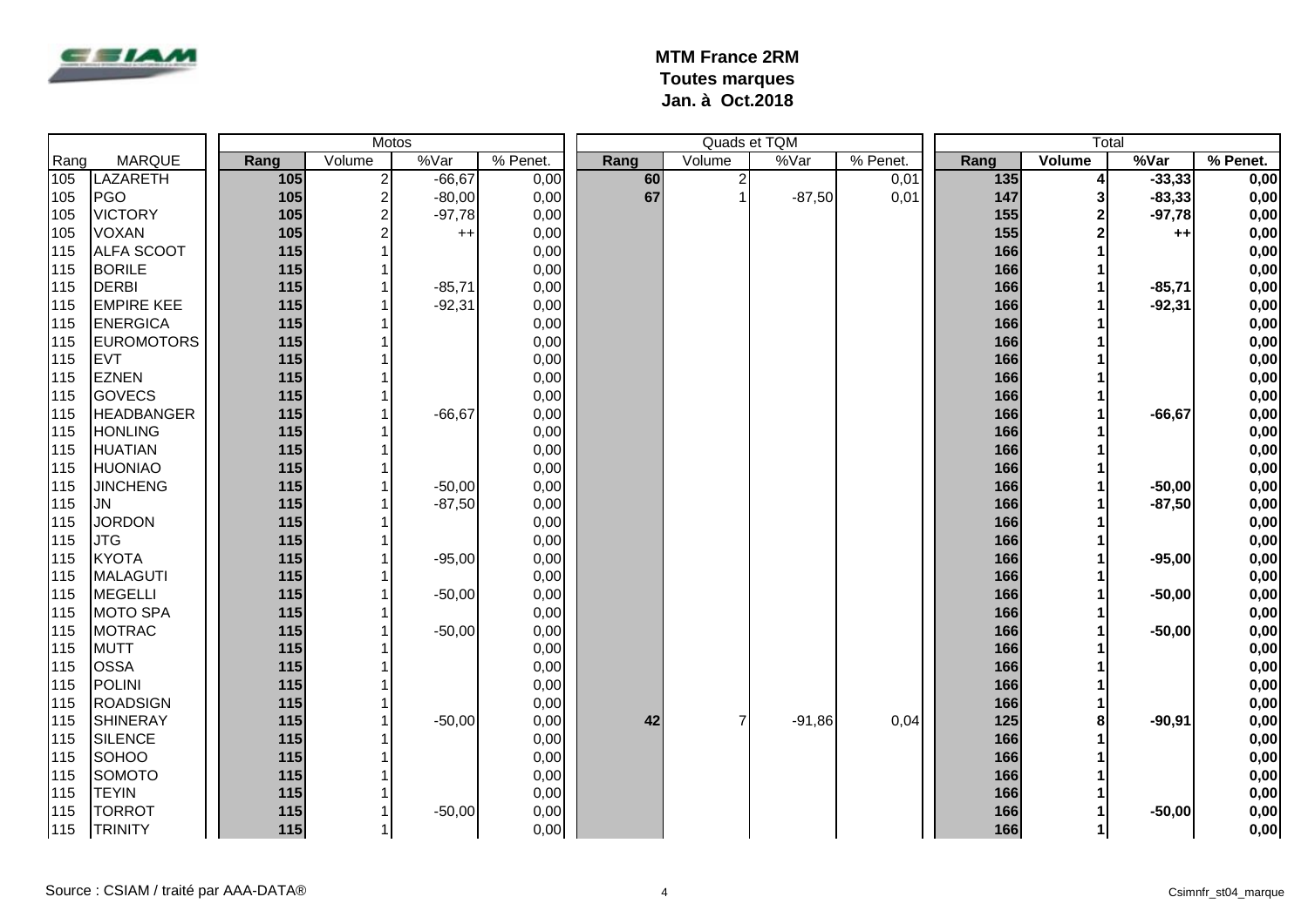**MTM France 2RM**
**Toutes marques**
**Jan. à Oct.2018**

| | | Motos | | | | Quads et TQM | | | | Total | | | |
|---|---|---|---|---|---|---|---|---|---|---|---|---|---|
| Rang | MARQUE | Rang | Volume | %Var | % Penet. | Rang | Volume | %Var | % Penet. | Rang | Volume | %Var | % Penet. |
| 105 | LAZARETH | 105 | 2 | -66,67 | 0,00 | 60 | 2 | | 0,01 | 135 | 4 | -33,33 | 0,00 |
| 105 | PGO | 105 | 2 | -80,00 | 0,00 | 67 | 1 | -87,50 | 0,01 | 147 | 3 | -83,33 | 0,00 |
| 105 | VICTORY | 105 | 2 | -97,78 | 0,00 | | | | | 155 | 2 | -97,78 | 0,00 |
| 105 | VOXAN | 105 | 2 | ++ | 0,00 | | | | | 155 | 2 | ++ | 0,00 |
| 115 | ALFA SCOOT | 115 | 1 | | 0,00 | | | | | 166 | 1 | | 0,00 |
| 115 | BORILE | 115 | 1 | | 0,00 | | | | | 166 | 1 | | 0,00 |
| 115 | DERBI | 115 | 1 | -85,71 | 0,00 | | | | | 166 | 1 | -85,71 | 0,00 |
| 115 | EMPIRE KEE | 115 | 1 | -92,31 | 0,00 | | | | | 166 | 1 | -92,31 | 0,00 |
| 115 | ENERGICA | 115 | 1 | | 0,00 | | | | | 166 | 1 | | 0,00 |
| 115 | EUROMOTORS | 115 | 1 | | 0,00 | | | | | 166 | 1 | | 0,00 |
| 115 | EVT | 115 | 1 | | 0,00 | | | | | 166 | 1 | | 0,00 |
| 115 | EZNEN | 115 | 1 | | 0,00 | | | | | 166 | 1 | | 0,00 |
| 115 | GOVECS | 115 | 1 | | 0,00 | | | | | 166 | 1 | | 0,00 |
| 115 | HEADBANGER | 115 | 1 | -66,67 | 0,00 | | | | | 166 | 1 | -66,67 | 0,00 |
| 115 | HONLING | 115 | 1 | | 0,00 | | | | | 166 | 1 | | 0,00 |
| 115 | HUATIAN | 115 | 1 | | 0,00 | | | | | 166 | 1 | | 0,00 |
| 115 | HUONIAO | 115 | 1 | | 0,00 | | | | | 166 | 1 | | 0,00 |
| 115 | JINCHENG | 115 | 1 | -50,00 | 0,00 | | | | | 166 | 1 | -50,00 | 0,00 |
| 115 | JN | 115 | 1 | -87,50 | 0,00 | | | | | 166 | 1 | -87,50 | 0,00 |
| 115 | JORDON | 115 | 1 | | 0,00 | | | | | 166 | 1 | | 0,00 |
| 115 | JTG | 115 | 1 | | 0,00 | | | | | 166 | 1 | | 0,00 |
| 115 | KYOTA | 115 | 1 | -95,00 | 0,00 | | | | | 166 | 1 | -95,00 | 0,00 |
| 115 | MALAGUTI | 115 | 1 | | 0,00 | | | | | 166 | 1 | | 0,00 |
| 115 | MEGELLI | 115 | 1 | -50,00 | 0,00 | | | | | 166 | 1 | -50,00 | 0,00 |
| 115 | MOTO SPA | 115 | 1 | | 0,00 | | | | | 166 | 1 | | 0,00 |
| 115 | MOTRAC | 115 | 1 | -50,00 | 0,00 | | | | | 166 | 1 | -50,00 | 0,00 |
| 115 | MUTT | 115 | 1 | | 0,00 | | | | | 166 | 1 | | 0,00 |
| 115 | OSSA | 115 | 1 | | 0,00 | | | | | 166 | 1 | | 0,00 |
| 115 | POLINI | 115 | 1 | | 0,00 | | | | | 166 | 1 | | 0,00 |
| 115 | ROADSIGN | 115 | 1 | | 0,00 | | | | | 166 | 1 | | 0,00 |
| 115 | SHINERAY | 115 | 1 | -50,00 | 0,00 | 42 | 7 | -91,86 | 0,04 | 125 | 8 | -90,91 | 0,00 |
| 115 | SILENCE | 115 | 1 | | 0,00 | | | | | 166 | 1 | | 0,00 |
| 115 | SOHOO | 115 | 1 | | 0,00 | | | | | 166 | 1 | | 0,00 |
| 115 | SOMOTO | 115 | 1 | | 0,00 | | | | | 166 | 1 | | 0,00 |
| 115 | TEYIN | 115 | 1 | | 0,00 | | | | | 166 | 1 | | 0,00 |
| 115 | TORROT | 115 | 1 | -50,00 | 0,00 | | | | | 166 | 1 | -50,00 | 0,00 |
| 115 | TRINITY | 115 | 1 | | 0,00 | | | | | 166 | 1 | | 0,00 |

Source : CSIAM / traité par AAA-DATA®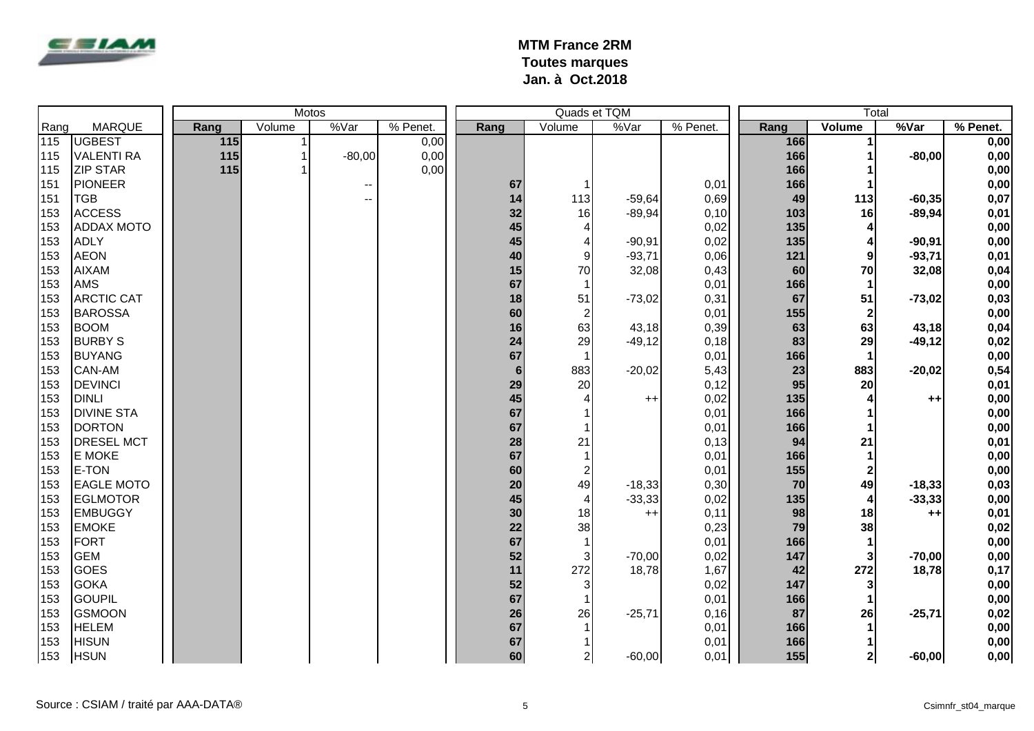**MTM France 2RM**
**Toutes marques**
**Jan. à Oct.2018**

| Rang | MARQUE | Motos | | | | Quads et TQM | | | | Total | | | |
|---|---|---|---|---|---|---|---|---|---|---|---|---|---|
| | | Rang | Volume | %Var | % Penet. | Rang | Volume | %Var | % Penet. | Rang | Volume | %Var | % Penet. |
| 115 | UGBEST | 115 | 1 | | 0,00 | | | | | 166 | 1 | | 0,00 |
| 115 | VALENTI RA | 115 | 1 | -80,00 | 0,00 | | | | | 166 | 1 | -80,00 | 0,00 |
| 115 | ZIP STAR | 115 | 1 | | 0,00 | | | | | 166 | 1 | | 0,00 |
| 151 | PIONEER | | | -- | | 67 | 1 | | 0,01 | 166 | 1 | | 0,00 |
| 151 | TGB | | | -- | | 14 | 113 | -59,64 | 0,69 | 49 | 113 | -60,35 | 0,07 |
| 153 | ACCESS | | | | | 32 | 16 | -89,94 | 0,10 | 103 | 16 | -89,94 | 0,01 |
| 153 | ADDAX MOTO | | | | | 45 | 4 | | 0,02 | 135 | 4 | | 0,00 |
| 153 | ADLY | | | | | 45 | 4 | -90,91 | 0,02 | 135 | 4 | -90,91 | 0,00 |
| 153 | AEON | | | | | 40 | 9 | -93,71 | 0,06 | 121 | 9 | -93,71 | 0,01 |
| 153 | AIXAM | | | | | 15 | 70 | 32,08 | 0,43 | 60 | 70 | 32,08 | 0,04 |
| 153 | AMS | | | | | 67 | 1 | | 0,01 | 166 | 1 | | 0,00 |
| 153 | ARCTIC CAT | | | | | 18 | 51 | -73,02 | 0,31 | 67 | 51 | -73,02 | 0,03 |
| 153 | BAROSSA | | | | | 60 | 2 | | 0,01 | 155 | 2 | | 0,00 |
| 153 | BOOM | | | | | 16 | 63 | 43,18 | 0,39 | 63 | 63 | 43,18 | 0,04 |
| 153 | BURBY S | | | | | 24 | 29 | -49,12 | 0,18 | 83 | 29 | -49,12 | 0,02 |
| 153 | BUYANG | | | | | 67 | 1 | | 0,01 | 166 | 1 | | 0,00 |
| 153 | CAN-AM | | | | | 6 | 883 | -20,02 | 5,43 | 23 | 883 | -20,02 | 0,54 |
| 153 | DEVINCI | | | | | 29 | 20 | | 0,12 | 95 | 20 | | 0,01 |
| 153 | DINLI | | | | | 45 | 4 | ++ | 0,02 | 135 | 4 | ++ | 0,00 |
| 153 | DIVINE STA | | | | | 67 | 1 | | 0,01 | 166 | 1 | | 0,00 |
| 153 | DORTON | | | | | 67 | 1 | | 0,01 | 166 | 1 | | 0,00 |
| 153 | DRESEL MCT | | | | | 28 | 21 | | 0,13 | 94 | 21 | | 0,01 |
| 153 | E MOKE | | | | | 67 | 1 | | 0,01 | 166 | 1 | | 0,00 |
| 153 | E-TON | | | | | 60 | 2 | | 0,01 | 155 | 2 | | 0,00 |
| 153 | EAGLE MOTO | | | | | 20 | 49 | -18,33 | 0,30 | 70 | 49 | -18,33 | 0,03 |
| 153 | EGLMOTOR | | | | | 45 | 4 | -33,33 | 0,02 | 135 | 4 | -33,33 | 0,00 |
| 153 | EMBUGGY | | | | | 30 | 18 | ++ | 0,11 | 98 | 18 | ++ | 0,01 |
| 153 | EMOKE | | | | | 22 | 38 | | 0,23 | 79 | 38 | | 0,02 |
| 153 | FORT | | | | | 67 | 1 | | 0,01 | 166 | 1 | | 0,00 |
| 153 | GEM | | | | | 52 | 3 | -70,00 | 0,02 | 147 | 3 | -70,00 | 0,00 |
| 153 | GOES | | | | | 11 | 272 | 18,78 | 1,67 | 42 | 272 | 18,78 | 0,17 |
| 153 | GOKA | | | | | 52 | 3 | | 0,02 | 147 | 3 | | 0,00 |
| 153 | GOUPIL | | | | | 67 | 1 | | 0,01 | 166 | 1 | | 0,00 |
| 153 | GSMOON | | | | | 26 | 26 | -25,71 | 0,16 | 87 | 26 | -25,71 | 0,02 |
| 153 | HELEM | | | | | 67 | 1 | | 0,01 | 166 | 1 | | 0,00 |
| 153 | HISUN | | | | | 67 | 1 | | 0,01 | 166 | 1 | | 0,00 |
| 153 | HSUN | | | | | 60 | 2 | -60,00 | 0,01 | 155 | 2 | -60,00 | 0,00 |

Source : CSIAM / traité par AAA-DATA®

Csimnfr_st04_marque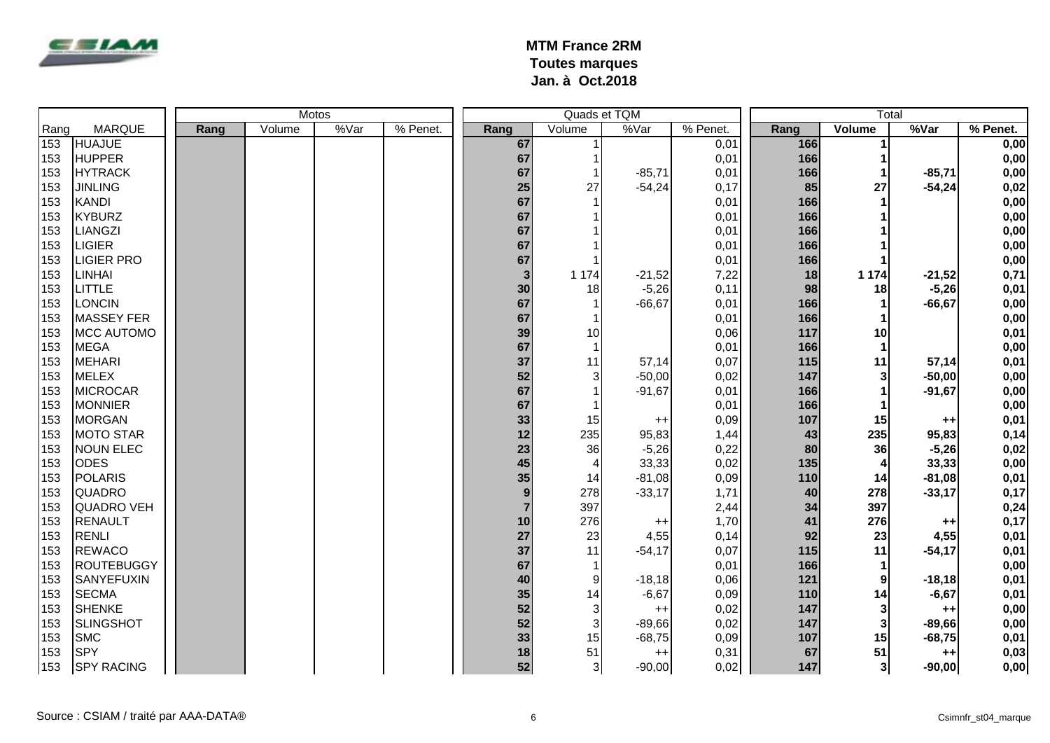# MTM France 2RM
## Toutes marques
## Jan. à Oct.2018

| Rang | MARQUE | Motos | | | | Quads et TQM | | | | Total | | | |
|---|---|---|---|---|---|---|---|---|---|---|---|---|---|
| | | Rang | Volume | %Var | % Penet. | Rang | Volume | %Var | % Penet. | Rang | Volume | %Var | % Penet. |
| 153 | HUAJUE | | | | | 67 | 1 | | 0,01 | 166 | 1 | | 0,00 |
| 153 | HUPPER | | | | | 67 | 1 | | 0,01 | 166 | 1 | | 0,00 |
| 153 | HYTRACK | | | | | 67 | 1 | -85,71 | 0,01 | 166 | 1 | -85,71 | 0,00 |
| 153 | JINLING | | | | | 25 | 27 | -54,24 | 0,17 | 85 | 27 | -54,24 | 0,02 |
| 153 | KANDI | | | | | 67 | 1 | | 0,01 | 166 | 1 | | 0,00 |
| 153 | KYBURZ | | | | | 67 | 1 | | 0,01 | 166 | 1 | | 0,00 |
| 153 | LIANGZI | | | | | 67 | 1 | | 0,01 | 166 | 1 | | 0,00 |
| 153 | LIGIER | | | | | 67 | 1 | | 0,01 | 166 | 1 | | 0,00 |
| 153 | LIGIER PRO | | | | | 67 | 1 | | 0,01 | 166 | 1 | | 0,00 |
| 153 | LINHAI | | | | | 3 | 1 174 | -21,52 | 7,22 | 18 | 1 174 | -21,52 | 0,71 |
| 153 | LITTLE | | | | | 30 | 18 | -5,26 | 0,11 | 98 | 18 | -5,26 | 0,01 |
| 153 | LONCIN | | | | | 67 | 1 | -66,67 | 0,01 | 166 | 1 | -66,67 | 0,00 |
| 153 | MASSEY FER | | | | | 67 | 1 | | 0,01 | 166 | 1 | | 0,00 |
| 153 | MCC AUTOMO | | | | | 39 | 10 | | 0,06 | 117 | 10 | | 0,01 |
| 153 | MEGA | | | | | 67 | 1 | | 0,01 | 166 | 1 | | 0,00 |
| 153 | MEHARI | | | | | 37 | 11 | 57,14 | 0,07 | 115 | 11 | 57,14 | 0,01 |
| 153 | MELEX | | | | | 52 | 3 | -50,00 | 0,02 | 147 | 3 | -50,00 | 0,00 |
| 153 | MICROCAR | | | | | 67 | 1 | -91,67 | 0,01 | 166 | 1 | -91,67 | 0,00 |
| 153 | MONNIER | | | | | 67 | 1 | | 0,01 | 166 | 1 | | 0,00 |
| 153 | MORGAN | | | | | 33 | 15 | ++ | 0,09 | 107 | 15 | ++ | 0,01 |
| 153 | MOTO STAR | | | | | 12 | 235 | 95,83 | 1,44 | 43 | 235 | 95,83 | 0,14 |
| 153 | NOUN ELEC | | | | | 23 | 36 | -5,26 | 0,22 | 80 | 36 | -5,26 | 0,02 |
| 153 | ODES | | | | | 45 | 4 | 33,33 | 0,02 | 135 | 4 | 33,33 | 0,00 |
| 153 | POLARIS | | | | | 35 | 14 | -81,08 | 0,09 | 110 | 14 | -81,08 | 0,01 |
| 153 | QUADRO | | | | | 9 | 278 | -33,17 | 1,71 | 40 | 278 | -33,17 | 0,17 |
| 153 | QUADRO VEH | | | | | 7 | 397 | | 2,44 | 34 | 397 | | 0,24 |
| 153 | RENAULT | | | | | 10 | 276 | ++ | 1,70 | 41 | 276 | ++ | 0,17 |
| 153 | RENLI | | | | | 27 | 23 | 4,55 | 0,14 | 92 | 23 | 4,55 | 0,01 |
| 153 | REWACO | | | | | 37 | 11 | -54,17 | 0,07 | 115 | 11 | -54,17 | 0,01 |
| 153 | ROUTEBUGGY | | | | | 67 | 1 | | 0,01 | 166 | 1 | | 0,00 |
| 153 | SANYEFUXIN | | | | | 40 | 9 | -18,18 | 0,06 | 121 | 9 | -18,18 | 0,01 |
| 153 | SECMA | | | | | 35 | 14 | -6,67 | 0,09 | 110 | 14 | -6,67 | 0,01 |
| 153 | SHENKE | | | | | 52 | 3 | ++ | 0,02 | 147 | 3 | ++ | 0,00 |
| 153 | SLINGSHOT | | | | | 52 | 3 | -89,66 | 0,02 | 147 | 3 | -89,66 | 0,00 |
| 153 | SMC | | | | | 33 | 15 | -68,75 | 0,09 | 107 | 15 | -68,75 | 0,01 |
| 153 | SPY | | | | | 18 | 51 | ++ | 0,31 | 67 | 51 | ++ | 0,03 |
| 153 | SPY RACING | | | | | 52 | 3 | -90,00 | 0,02 | 147 | 3 | -90,00 | 0,00 |

Source : CSIAM / traité par AAA-DATA®

Csimnfr_st04_marque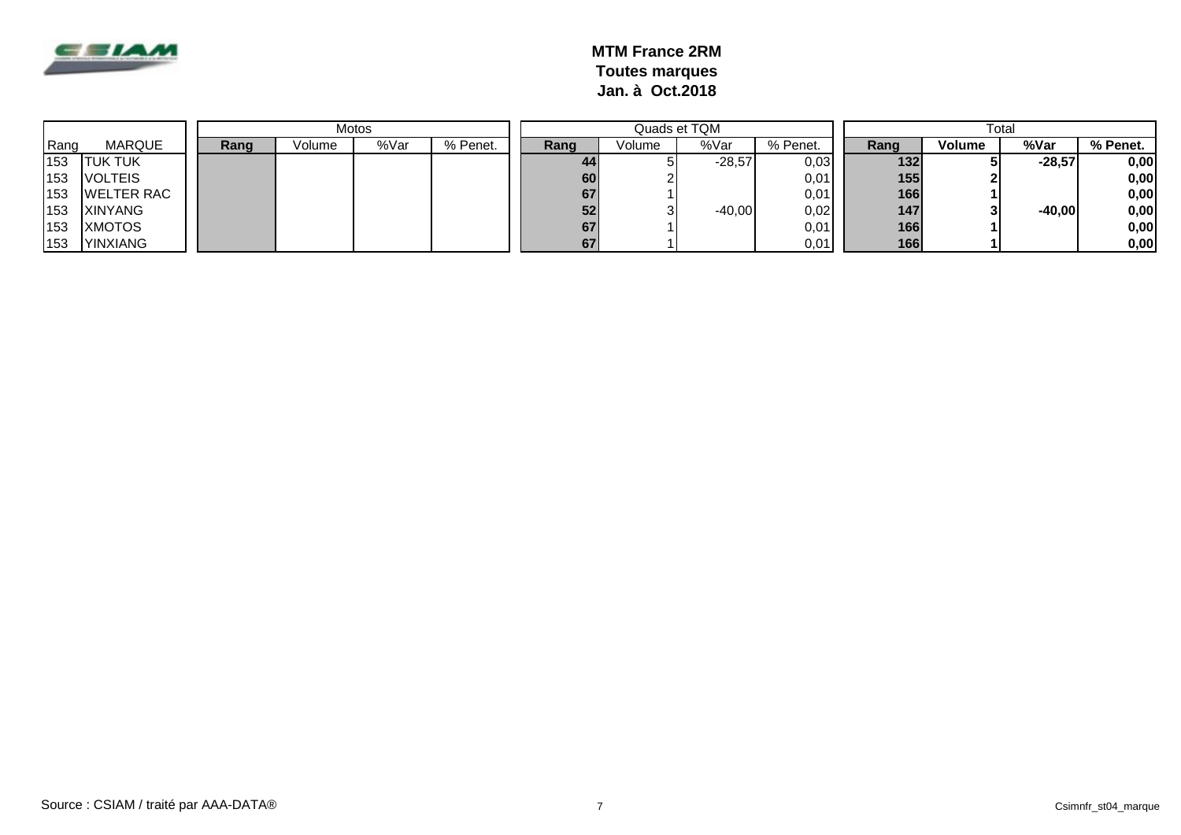**MTM France 2RM**
**Toutes marques**
**Jan. à Oct.2018**

| | | Motos | | | | Quads et TQM | | | | Total | | | |
|---|---|---|---|---|---|---|---|---|---|---|---|---|---|
| Rang | MARQUE | Rang | Volume | %Var | % Penet. | Rang | Volume | %Var | % Penet. | Rang | Volume | %Var | % Penet. |
| 153 | TUK TUK | | | | | 44 | 5 | -28,57 | 0,03 | 132 | 5 | -28,57 | 0,00 |
| 153 | VOLTEIS | | | | | 60 | 2 | | 0,01 | 155 | 2 | | 0,00 |
| 153 | WELTER RAC | | | | | 67 | 1 | | 0,01 | 166 | 1 | | 0,00 |
| 153 | XINYANG | | | | | 52 | 3 | -40,00 | 0,02 | 147 | 3 | -40,00 | 0,00 |
| 153 | XMOTOS | | | | | 67 | 1 | | 0,01 | 166 | 1 | | 0,00 |
| 153 | YINXIANG | | | | | 67 | 1 | | 0,01 | 166 | 1 | | 0,00 |

Source : CSIAM / traité par AAA-DATA®

Csimnfr_st04_marque